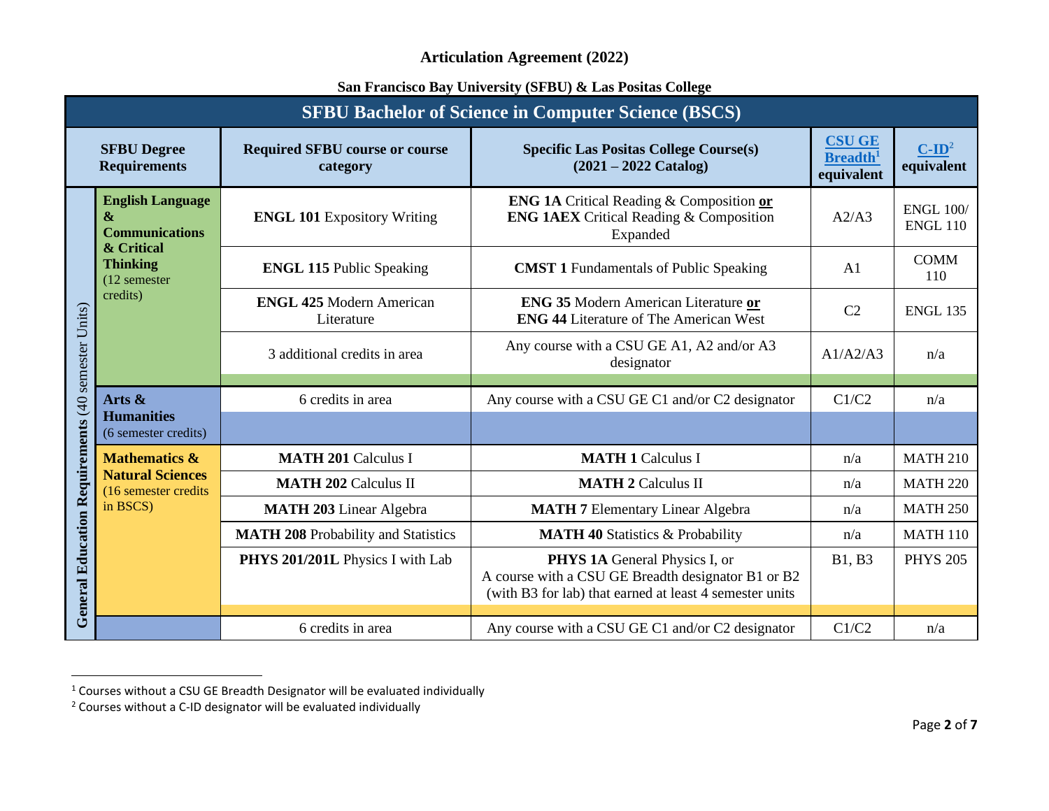## Articulation Agreement (2022)

### San Francisco Bay University (SFBU) & Las Positas College

| SFBU Bachelor of Science in Computer Science (BSCS) | | | | | |
|---|---|---|---|---|---|
| **SFBU Degree Requirements** | | **Required SFBU course or course category** | **Specific Las Positas College Course(s) (2021 – 2022 Catalog)** | **CSU GE Breadth[1] equivalent** | **C-ID[2] equivalent** |
| **General Education Requirements** (40 semester Units) | **English Language & Communications & Critical Thinking** (12 semester credits) | **ENGL 101** Expository Writing | **ENG 1A** Critical Reading & Composition **or** **ENG 1AEX** Critical Reading & Composition Expanded | A2/A3 | ENGL 100/ ENGL 110 |
| | | **ENGL 115** Public Speaking | **CMST 1** Fundamentals of Public Speaking | A1 | COMM 110 |
| | | **ENGL 425** Modern American Literature | **ENG 35** Modern American Literature **or** **ENG 44** Literature of The American West | C2 | ENGL 135 |
| | | 3 additional credits in area | Any course with a CSU GE A1, A2 and/or A3 designator | A1/A2/A3 | n/a |
| | **Arts & Humanities** (6 semester credits) | 6 credits in area | Any course with a CSU GE C1 and/or C2 designator | C1/C2 | n/a |
| | **Mathematics & Natural Sciences** (16 semester credits in BSCS) | **MATH 201** Calculus I | **MATH 1** Calculus I | n/a | MATH 210 |
| | | **MATH 202** Calculus II | **MATH 2** Calculus II | n/a | MATH 220 |
| | | **MATH 203** Linear Algebra | **MATH 7** Elementary Linear Algebra | n/a | MATH 250 |
| | | **MATH 208** Probability and Statistics | **MATH 40** Statistics & Probability | n/a | MATH 110 |
| | | **PHYS 201/201L** Physics I with Lab | **PHYS 1A** General Physics I, or A course with a CSU GE Breadth designator B1 or B2 (with B3 for lab) that earned at least 4 semester units | B1, B3 | PHYS 205 |
| | | 6 credits in area | Any course with a CSU GE C1 and/or C2 designator | C1/C2 | n/a |

[1] Courses without a CSU GE Breadth Designator will be evaluated individually

[2] Courses without a C-ID designator will be evaluated individually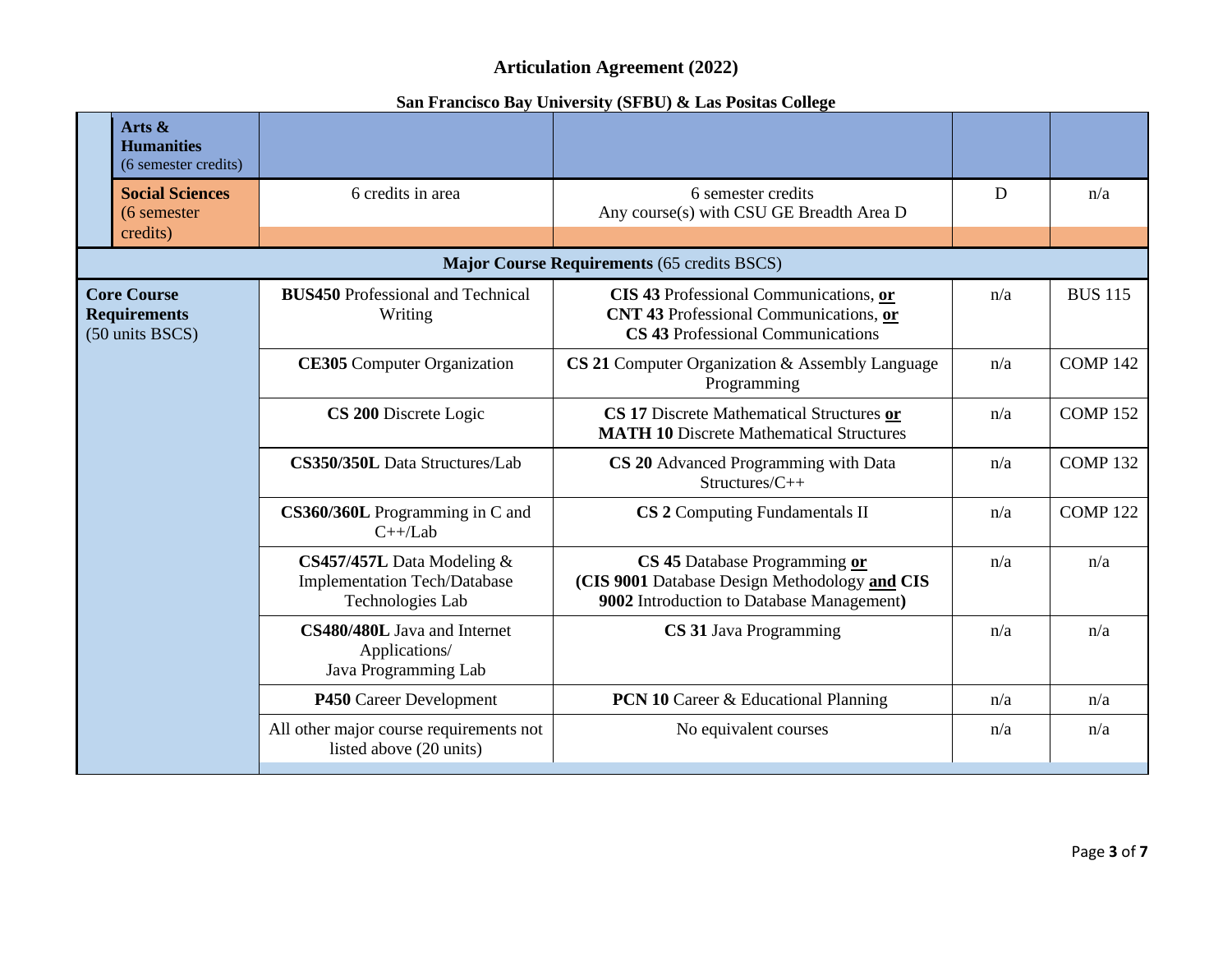# Articulation Agreement (2022)

## San Francisco Bay University (SFBU) & Las Positas College

| | | | | | |
|---|---|---|---|---|---|
| | **Arts & Humanities** (6 semester credits) | | | | |
| | **Social Sciences** (6 semester credits) | 6 credits in area | 6 semester credits Any course(s) with CSU GE Breadth Area D | D | n/a |
| **Major Course Requirements** (65 credits BSCS) | | | | | |
| **Core Course Requirements** (50 units BSCS) | | **BUS450** Professional and Technical Writing | **CIS 43** Professional Communications, **or** **CNT 43** Professional Communications, **or** **CS 43** Professional Communications | n/a | BUS 115 |
| | | **CE305** Computer Organization | **CS 21** Computer Organization & Assembly Language Programming | n/a | COMP 142 |
| | | **CS 200** Discrete Logic | **CS 17** Discrete Mathematical Structures **or** **MATH 10** Discrete Mathematical Structures | n/a | COMP 152 |
| | | **CS350/350L** Data Structures/Lab | **CS 20** Advanced Programming with Data Structures/C++ | n/a | COMP 132 |
| | | **CS360/360L** Programming in C and C++/Lab | **CS 2** Computing Fundamentals II | n/a | COMP 122 |
| | | **CS457/457L** Data Modeling & Implementation Tech/Database Technologies Lab | **CS 45** Database Programming **or** **(CIS 9001** Database Design Methodology **and CIS 9002** Introduction to Database Management**)** | n/a | n/a |
| | | **CS480/480L** Java and Internet Applications/ Java Programming Lab | **CS 31** Java Programming | n/a | n/a |
| | | **P450** Career Development | **PCN 10** Career & Educational Planning | n/a | n/a |
| | | All other major course requirements not listed above (20 units) | No equivalent courses | n/a | n/a |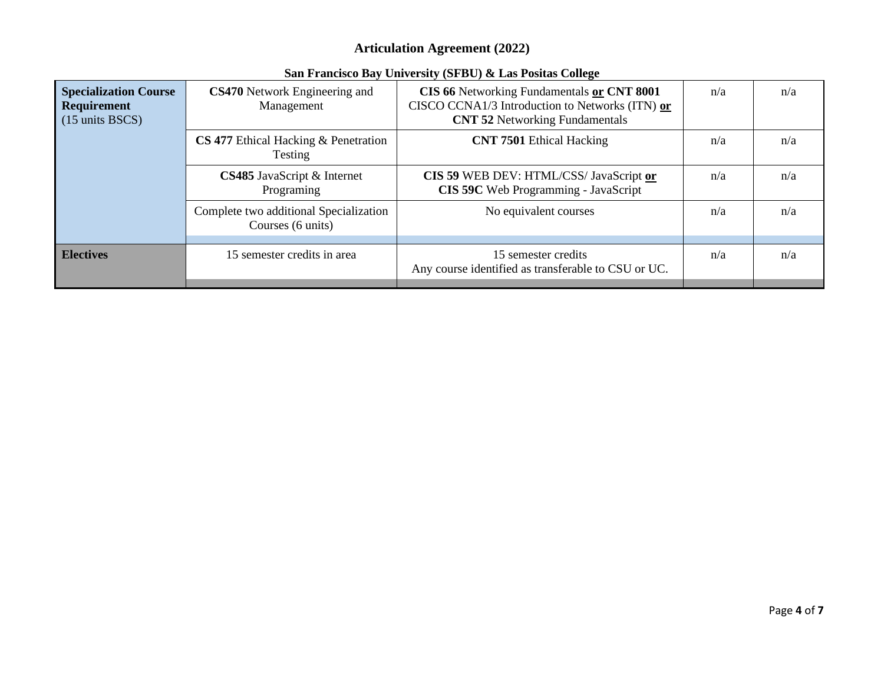## Articulation Agreement (2022)

### San Francisco Bay University (SFBU) & Las Positas College

| | | | | |
|---|---|---|---|---|
| **Specialization Course Requirement** (15 units BSCS) | **CS470** Network Engineering and Management | **CIS 66** Networking Fundamentals **or** **CNT 8001** CISCO CCNA1/3 Introduction to Networks (ITN) **or** **CNT 52** Networking Fundamentals | n/a | n/a |
| | **CS 477** Ethical Hacking & Penetration Testing | **CNT 7501** Ethical Hacking | n/a | n/a |
| | **CS485** JavaScript & Internet Programing | **CIS 59** WEB DEV: HTML/CSS/ JavaScript **or** **CIS 59C** Web Programming - JavaScript | n/a | n/a |
| | Complete two additional Specialization Courses (6 units) | No equivalent courses | n/a | n/a |
| **Electives** | 15 semester credits in area | 15 semester credits Any course identified as transferable to CSU or UC. | n/a | n/a |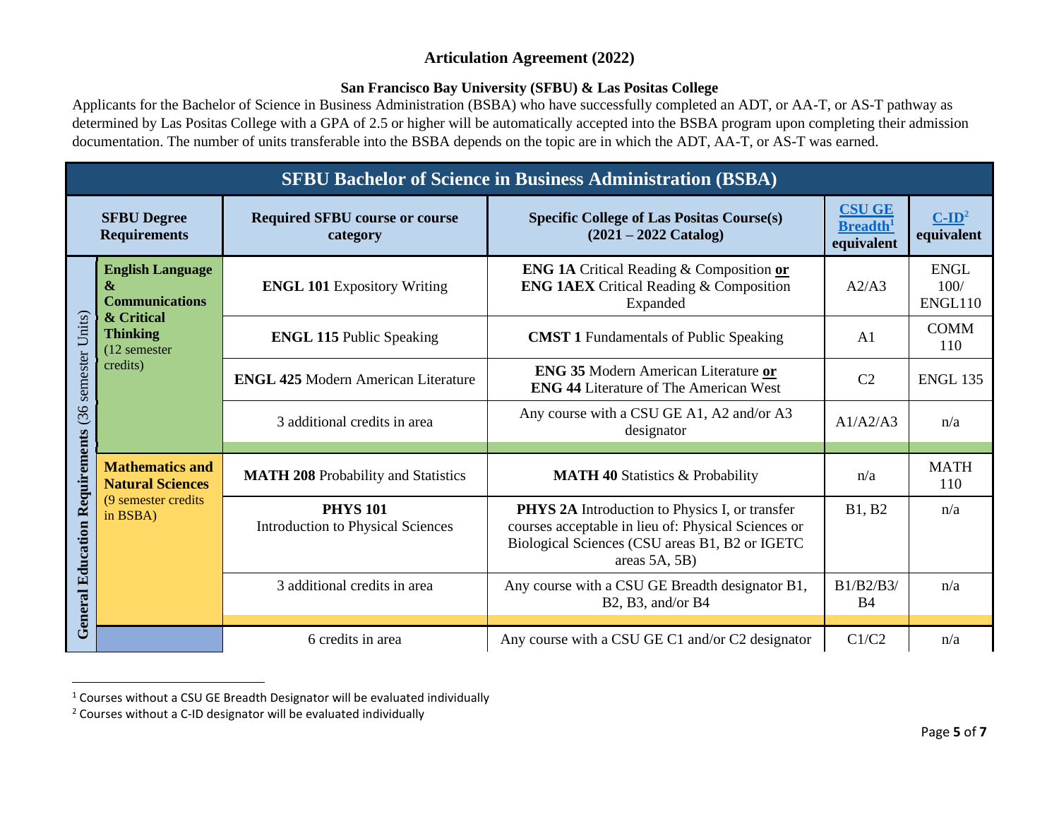## Articulation Agreement (2022)

### San Francisco Bay University (SFBU) & Las Positas College

Applicants for the Bachelor of Science in Business Administration (BSBA) who have successfully completed an ADT, or AA-T, or AS-T pathway as determined by Las Positas College with a GPA of 2.5 or higher will be automatically accepted into the BSBA program upon completing their admission documentation. The number of units transferable into the BSBA depends on the topic are in which the ADT, AA-T, or AS-T was earned.

| SFBU Bachelor of Science in Business Administration (BSBA) | | | | | |
|---|---|---|---|---|---|
| **SFBU Degree Requirements** | | **Required SFBU course or course category** | **Specific College of Las Positas Course(s) (2021 – 2022 Catalog)** | **CSU GE Breadth[1] equivalent** | **C-ID[2] equivalent** |
| **General Education Requirements** (36 semester Units) | **English Language & Communications & Critical Thinking** (12 semester credits) | **ENGL 101** Expository Writing | **ENG 1A** Critical Reading & Composition **or** **ENG 1AEX** Critical Reading & Composition Expanded | A2/A3 | ENGL 100/ ENGL110 |
| | | **ENGL 115** Public Speaking | **CMST 1** Fundamentals of Public Speaking | A1 | COMM 110 |
| | | **ENGL 425** Modern American Literature | **ENG 35** Modern American Literature **or** **ENG 44** Literature of The American West | C2 | ENGL 135 |
| | | 3 additional credits in area | Any course with a CSU GE A1, A2 and/or A3 designator | A1/A2/A3 | n/a |
| | **Mathematics and Natural Sciences** (9 semester credits in BSBA) | **MATH 208** Probability and Statistics | **MATH 40** Statistics & Probability | n/a | MATH 110 |
| | | **PHYS 101** Introduction to Physical Sciences | **PHYS 2A** Introduction to Physics I, or transfer courses acceptable in lieu of: Physical Sciences or Biological Sciences (CSU areas B1, B2 or IGETC areas 5A, 5B) | B1, B2 | n/a |
| | | 3 additional credits in area | Any course with a CSU GE Breadth designator B1, B2, B3, and/or B4 | B1/B2/B3/ B4 | n/a |
| | | 6 credits in area | Any course with a CSU GE C1 and/or C2 designator | C1/C2 | n/a |

[1] Courses without a CSU GE Breadth Designator will be evaluated individually

[2] Courses without a C-ID designator will be evaluated individually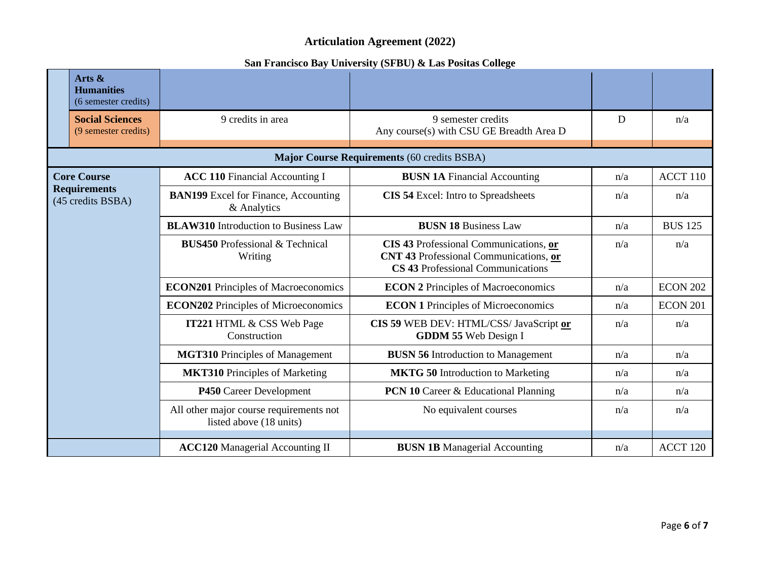# Articulation Agreement (2022)

## San Francisco Bay University (SFBU) & Las Positas College

| | | | | | |
|---|---|---|---|---|---|
| | **Arts & Humanities** (6 semester credits) | | | | |
| | **Social Sciences** (9 semester credits) | 9 credits in area | 9 semester credits Any course(s) with CSU GE Breadth Area D | D | n/a |
| **Major Course Requirements** (60 credits BSBA) | | | | | |
| **Core Course Requirements** (45 credits BSBA) | | **ACC 110** Financial Accounting I | **BUSN 1A** Financial Accounting | n/a | ACCT 110 |
| | | **BAN199** Excel for Finance, Accounting & Analytics | **CIS 54** Excel: Intro to Spreadsheets | n/a | n/a |
| | | **BLAW310** Introduction to Business Law | **BUSN 18** Business Law | n/a | BUS 125 |
| | | **BUS450** Professional & Technical Writing | **CIS 43** Professional Communications, **or** **CNT 43** Professional Communications, **or** **CS 43** Professional Communications | n/a | n/a |
| | | **ECON201** Principles of Macroeconomics | **ECON 2** Principles of Macroeconomics | n/a | ECON 202 |
| | | **ECON202** Principles of Microeconomics | **ECON 1** Principles of Microeconomics | n/a | ECON 201 |
| | | **IT221** HTML & CSS Web Page Construction | **CIS 59** WEB DEV: HTML/CSS/ JavaScript **or** **GDDM 55** Web Design I | n/a | n/a |
| | | **MGT310** Principles of Management | **BUSN 56** Introduction to Management | n/a | n/a |
| | | **MKT310** Principles of Marketing | **MKTG 50** Introduction to Marketing | n/a | n/a |
| | | **P450** Career Development | **PCN 10** Career & Educational Planning | n/a | n/a |
| | | All other major course requirements not listed above (18 units) | No equivalent courses | n/a | n/a |
| | | **ACC120** Managerial Accounting II | **BUSN 1B** Managerial Accounting | n/a | ACCT 120 |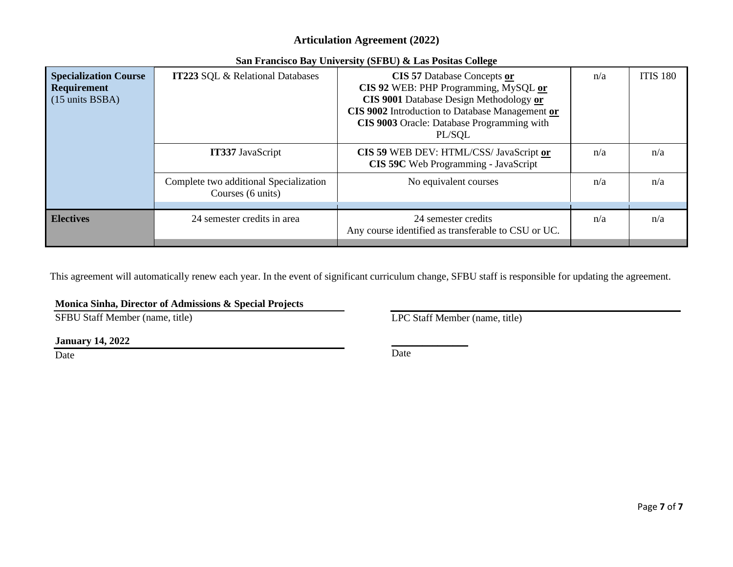# Articulation Agreement (2022)

**San Francisco Bay University (SFBU) & Las Positas College**

| | | | | |
|---|---|---|---|---|
| **Specialization Course Requirement** (15 units BSBA) | **IT223** SQL & Relational Databases | **CIS 57** Database Concepts **or** **CIS 92** WEB: PHP Programming, MySQL **or** **CIS 9001** Database Design Methodology **or** **CIS 9002** Introduction to Database Management **or** **CIS 9003** Oracle: Database Programming with PL/SQL | n/a | ITIS 180 |
| | **IT337** JavaScript | **CIS 59** WEB DEV: HTML/CSS/ JavaScript **or** **CIS 59C** Web Programming - JavaScript | n/a | n/a |
| | Complete two additional Specialization Courses (6 units) | No equivalent courses | n/a | n/a |
| **Electives** | 24 semester credits in area | 24 semester credits Any course identified as transferable to CSU or UC. | n/a | n/a |

This agreement will automatically renew each year. In the event of significant curriculum change, SFBU staff is responsible for updating the agreement.

**Monica Sinha, Director of Admissions & Special Projects**
SFBU Staff Member (name, title)

**January 14, 2022**
Date

\_\_\_\_\_\_\_\_\_\_\_\_\_\_\_\_\_\_\_\_\_\_\_\_\_\_\_\_\_\_\_\_
LPC Staff Member (name, title)

\_\_\_\_\_\_\_\_\_\_\_\_
Date